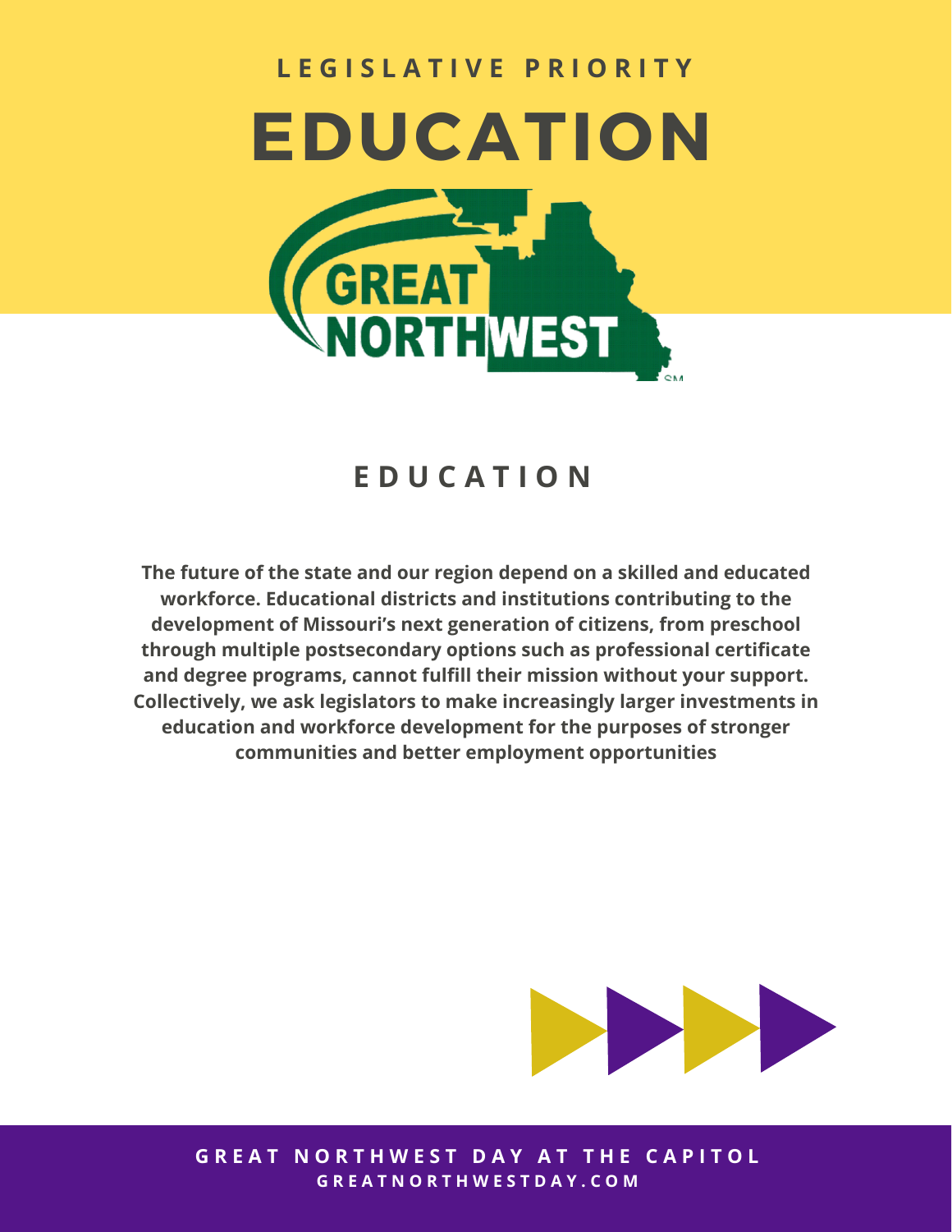LEGISLATIVE PRIORITY

# EDUCATION

## EDUCATION

**The future of the state and our region depend on a skilled and educated workforce. Educational districts and institutions contributing to the development of Missouri's next generation of citizens, from preschool through multiple postsecondary options such as professional certificate and degree programs, cannot fulfill their mission without your support. Collectively, we ask legislators to make increasingly larger investments in education and workforce development for the purposes of stronger communities and better employment opportunities**

GREAT NORTHWEST DAY AT THE CAPITOL
GREATNORTHWESTDAY.COM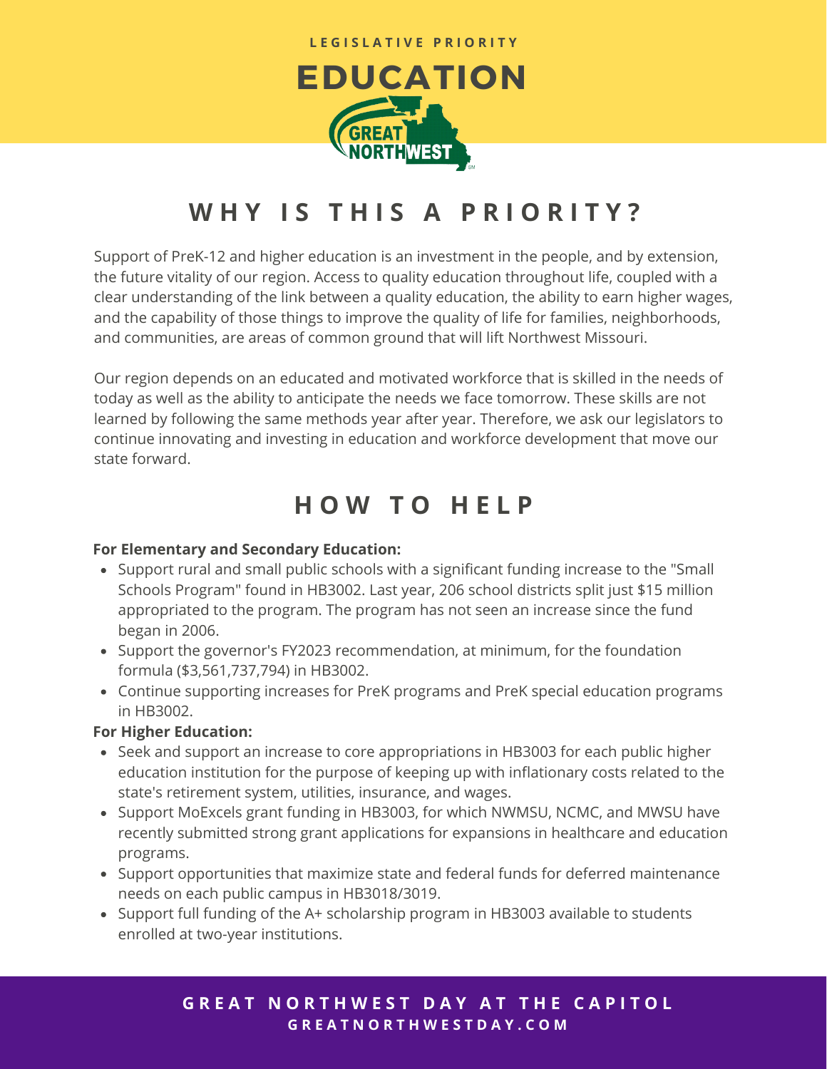LEGISLATIVE PRIORITY

# EDUCATION

GREAT NORTHWEST

## WHY IS THIS A PRIORITY?

Support of PreK-12 and higher education is an investment in the people, and by extension, the future vitality of our region. Access to quality education throughout life, coupled with a clear understanding of the link between a quality education, the ability to earn higher wages, and the capability of those things to improve the quality of life for families, neighborhoods, and communities, are areas of common ground that will lift Northwest Missouri.

Our region depends on an educated and motivated workforce that is skilled in the needs of today as well as the ability to anticipate the needs we face tomorrow. These skills are not learned by following the same methods year after year. Therefore, we ask our legislators to continue innovating and investing in education and workforce development that move our state forward.

## HOW TO HELP

**For Elementary and Secondary Education:**

- Support rural and small public schools with a significant funding increase to the "Small Schools Program" found in HB3002. Last year, 206 school districts split just $15 million appropriated to the program. The program has not seen an increase since the fund began in 2006.
- Support the governor's FY2023 recommendation, at minimum, for the foundation formula ($3,561,737,794) in HB3002.
- Continue supporting increases for PreK programs and PreK special education programs in HB3002.

**For Higher Education:**

- Seek and support an increase to core appropriations in HB3003 for each public higher education institution for the purpose of keeping up with inflationary costs related to the state's retirement system, utilities, insurance, and wages.
- Support MoExcels grant funding in HB3003, for which NWMSU, NCMC, and MWSU have recently submitted strong grant applications for expansions in healthcare and education programs.
- Support opportunities that maximize state and federal funds for deferred maintenance needs on each public campus in HB3018/3019.
- Support full funding of the A+ scholarship program in HB3003 available to students enrolled at two-year institutions.

GREAT NORTHWEST DAY AT THE CAPITOL
GREATNORTHWESTDAY.COM